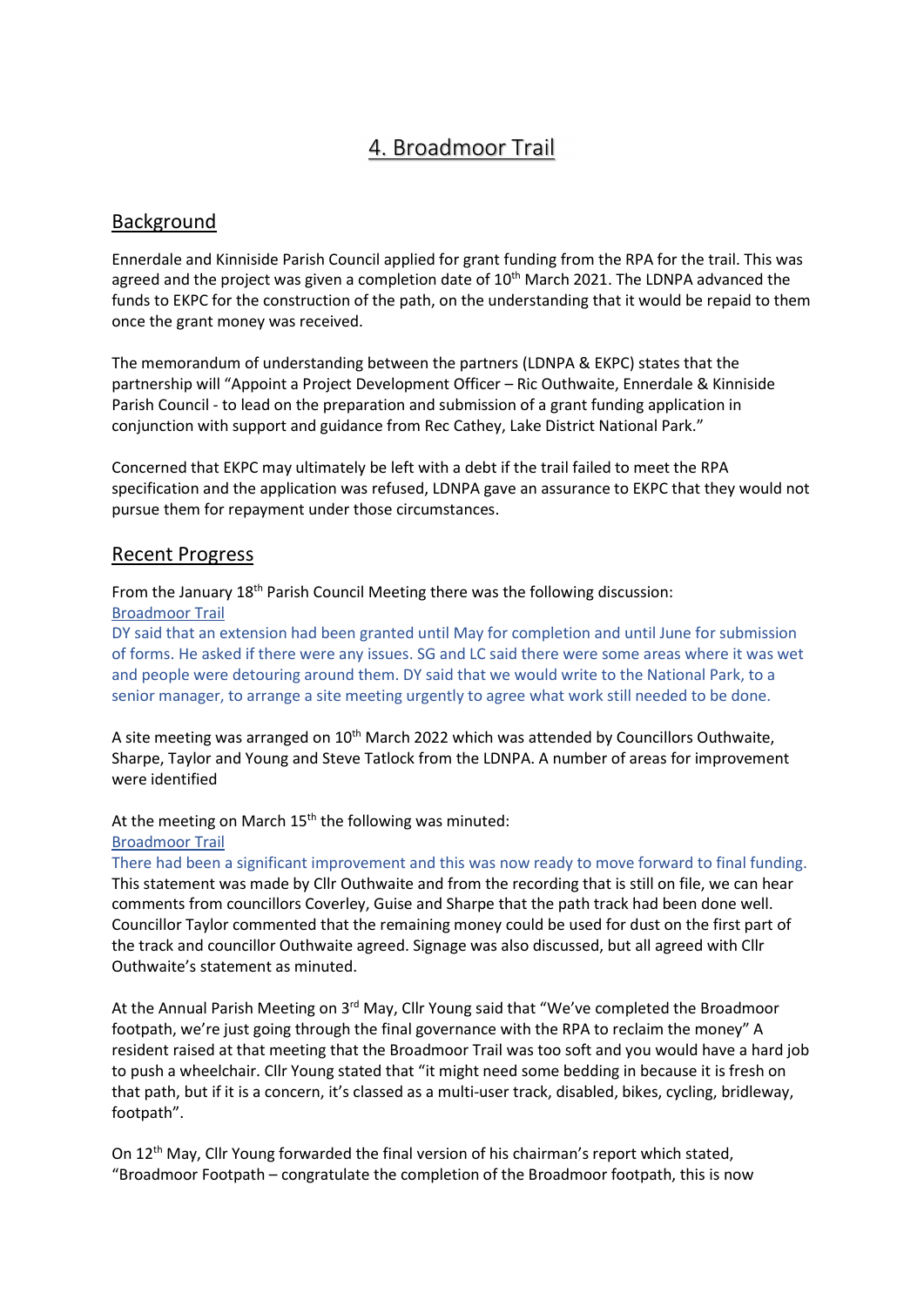# 4. Broadmoor Trail

## Background

Ennerdale and Kinniside Parish Council applied for grant funding from the RPA for the trail. This was agreed and the project was given a completion date of 10th March 2021. The LDNPA advanced the funds to EKPC for the construction of the path, on the understanding that it would be repaid to them once the grant money was received.

The memorandum of understanding between the partners (LDNPA & EKPC) states that the partnership will "Appoint a Project Development Officer – Ric Outhwaite, Ennerdale & Kinniside Parish Council - to lead on the preparation and submission of a grant funding application in conjunction with support and guidance from Rec Cathey, Lake District National Park."

Concerned that EKPC may ultimately be left with a debt if the trail failed to meet the RPA specification and the application was refused, LDNPA gave an assurance to EKPC that they would not pursue them for repayment under those circumstances.

## Recent Progress

From the January 18th Parish Council Meeting there was the following discussion:

Broadmoor Trail

DY said that an extension had been granted until May for completion and until June for submission of forms. He asked if there were any issues. SG and LC said there were some areas where it was wet and people were detouring around them. DY said that we would write to the National Park, to a senior manager, to arrange a site meeting urgently to agree what work still needed to be done.

A site meeting was arranged on 10th March 2022 which was attended by Councillors Outhwaite, Sharpe, Taylor and Young and Steve Tatlock from the LDNPA. A number of areas for improvement were identified

At the meeting on March 15th the following was minuted:

Broadmoor Trail

There had been a significant improvement and this was now ready to move forward to final funding.

This statement was made by Cllr Outhwaite and from the recording that is still on file, we can hear comments from councillors Coverley, Guise and Sharpe that the path track had been done well. Councillor Taylor commented that the remaining money could be used for dust on the first part of the track and councillor Outhwaite agreed. Signage was also discussed, but all agreed with Cllr Outhwaite's statement as minuted.

At the Annual Parish Meeting on 3rd May, Cllr Young said that "We've completed the Broadmoor footpath, we're just going through the final governance with the RPA to reclaim the money" A resident raised at that meeting that the Broadmoor Trail was too soft and you would have a hard job to push a wheelchair. Cllr Young stated that "it might need some bedding in because it is fresh on that path, but if it is a concern, it's classed as a multi-user track, disabled, bikes, cycling, bridleway, footpath".

On 12th May, Cllr Young forwarded the final version of his chairman's report which stated, "Broadmoor Footpath – congratulate the completion of the Broadmoor footpath, this is now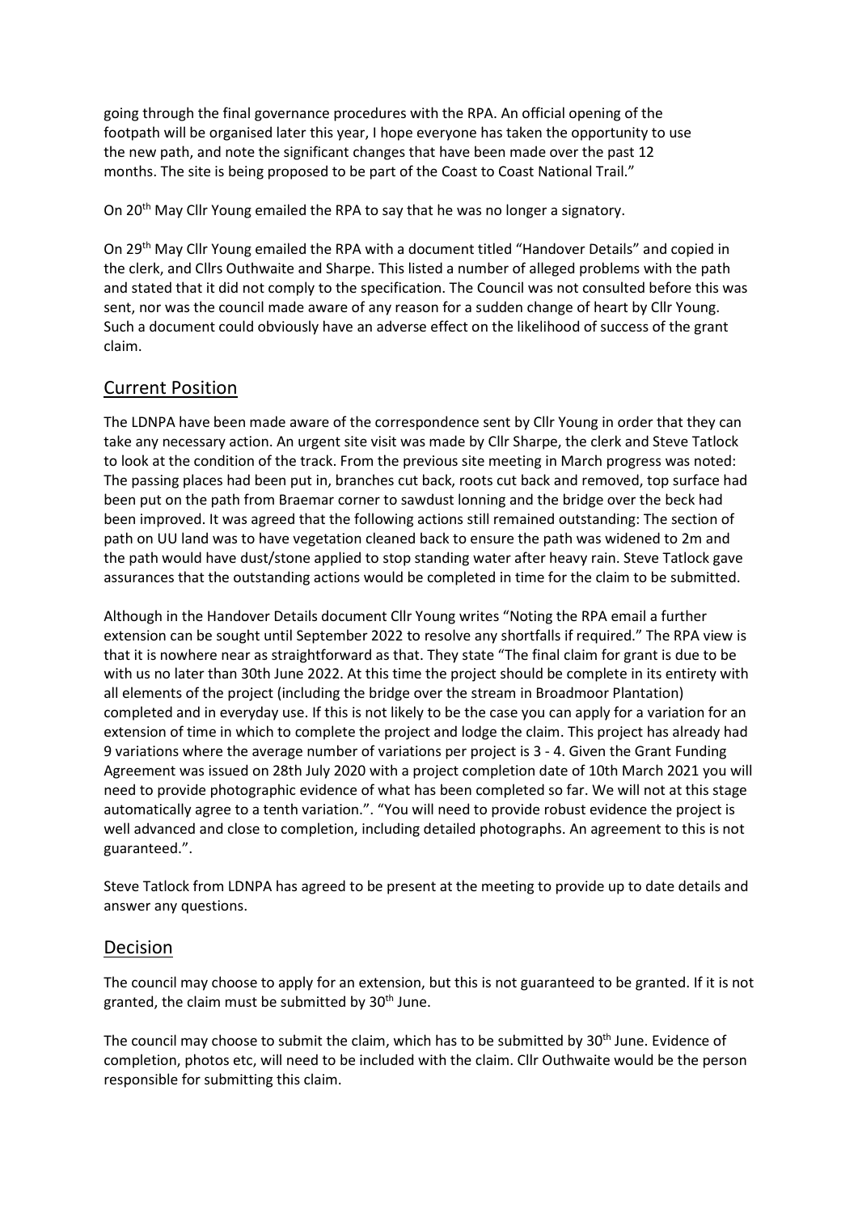going through the final governance procedures with the RPA. An official opening of the footpath will be organised later this year, I hope everyone has taken the opportunity to use the new path, and note the significant changes that have been made over the past 12 months. The site is being proposed to be part of the Coast to Coast National Trail."

On 20th May Cllr Young emailed the RPA to say that he was no longer a signatory.

On 29th May Cllr Young emailed the RPA with a document titled "Handover Details" and copied in the clerk, and Cllrs Outhwaite and Sharpe. This listed a number of alleged problems with the path and stated that it did not comply to the specification. The Council was not consulted before this was sent, nor was the council made aware of any reason for a sudden change of heart by Cllr Young. Such a document could obviously have an adverse effect on the likelihood of success of the grant claim.

## Current Position

The LDNPA have been made aware of the correspondence sent by Cllr Young in order that they can take any necessary action. An urgent site visit was made by Cllr Sharpe, the clerk and Steve Tatlock to look at the condition of the track. From the previous site meeting in March progress was noted: The passing places had been put in, branches cut back, roots cut back and removed, top surface had been put on the path from Braemar corner to sawdust lonning and the bridge over the beck had been improved. It was agreed that the following actions still remained outstanding: The section of path on UU land was to have vegetation cleaned back to ensure the path was widened to 2m and the path would have dust/stone applied to stop standing water after heavy rain. Steve Tatlock gave assurances that the outstanding actions would be completed in time for the claim to be submitted.

Although in the Handover Details document Cllr Young writes "Noting the RPA email a further extension can be sought until September 2022 to resolve any shortfalls if required." The RPA view is that it is nowhere near as straightforward as that. They state "The final claim for grant is due to be with us no later than 30th June 2022. At this time the project should be complete in its entirety with all elements of the project (including the bridge over the stream in Broadmoor Plantation) completed and in everyday use. If this is not likely to be the case you can apply for a variation for an extension of time in which to complete the project and lodge the claim. This project has already had 9 variations where the average number of variations per project is 3 - 4. Given the Grant Funding Agreement was issued on 28th July 2020 with a project completion date of 10th March 2021 you will need to provide photographic evidence of what has been completed so far. We will not at this stage automatically agree to a tenth variation.". "You will need to provide robust evidence the project is well advanced and close to completion, including detailed photographs. An agreement to this is not guaranteed.".

Steve Tatlock from LDNPA has agreed to be present at the meeting to provide up to date details and answer any questions.

## Decision

The council may choose to apply for an extension, but this is not guaranteed to be granted. If it is not granted, the claim must be submitted by 30th June.

The council may choose to submit the claim, which has to be submitted by 30th June. Evidence of completion, photos etc, will need to be included with the claim. Cllr Outhwaite would be the person responsible for submitting this claim.